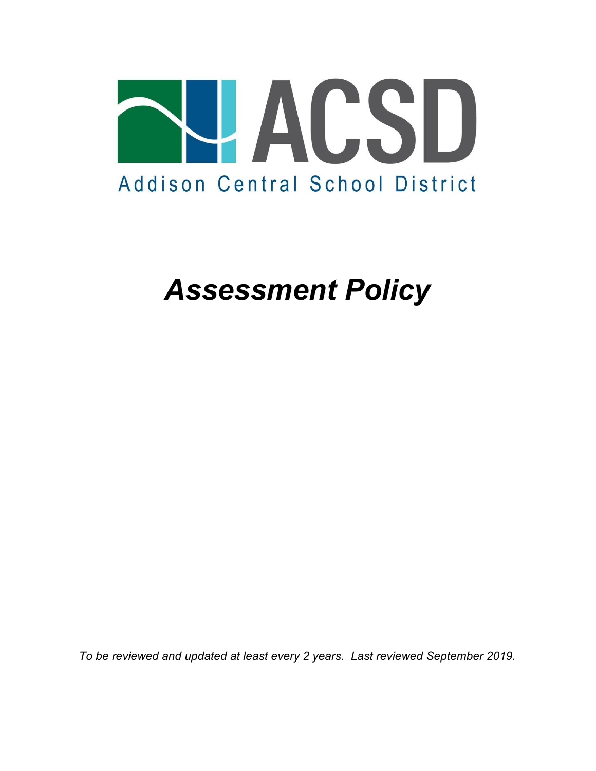# ACSD

Addison Central School District

# *Assessment Policy*

*To be reviewed and updated at least every 2 years. Last reviewed September 2019.*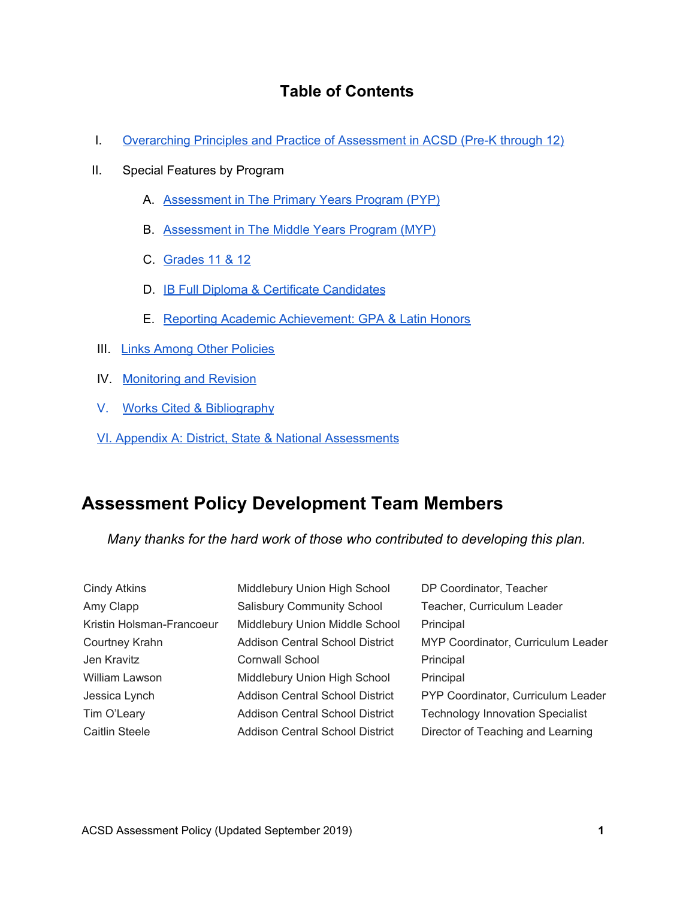## Table of Contents

I. Overarching Principles and Practice of Assessment in ACSD (Pre-K through 12)

II. Special Features by Program

  A. Assessment in The Primary Years Program (PYP)

  B. Assessment in The Middle Years Program (MYP)

  C. Grades 11 & 12

  D. IB Full Diploma & Certificate Candidates

  E. Reporting Academic Achievement: GPA & Latin Honors

III. Links Among Other Policies

IV. Monitoring and Revision

V. Works Cited & Bibliography

VI. Appendix A: District, State & National Assessments

# Assessment Policy Development Team Members

*Many thanks for the hard work of those who contributed to developing this plan.*

| | | |
|---|---|---|
| Cindy Atkins | Middlebury Union High School | DP Coordinator, Teacher |
| Amy Clapp | Salisbury Community School | Teacher, Curriculum Leader |
| Kristin Holsman-Francoeur | Middlebury Union Middle School | Principal |
| Courtney Krahn | Addison Central School District | MYP Coordinator, Curriculum Leader |
| Jen Kravitz | Cornwall School | Principal |
| William Lawson | Middlebury Union High School | Principal |
| Jessica Lynch | Addison Central School District | PYP Coordinator, Curriculum Leader |
| Tim O'Leary | Addison Central School District | Technology Innovation Specialist |
| Caitlin Steele | Addison Central School District | Director of Teaching and Learning |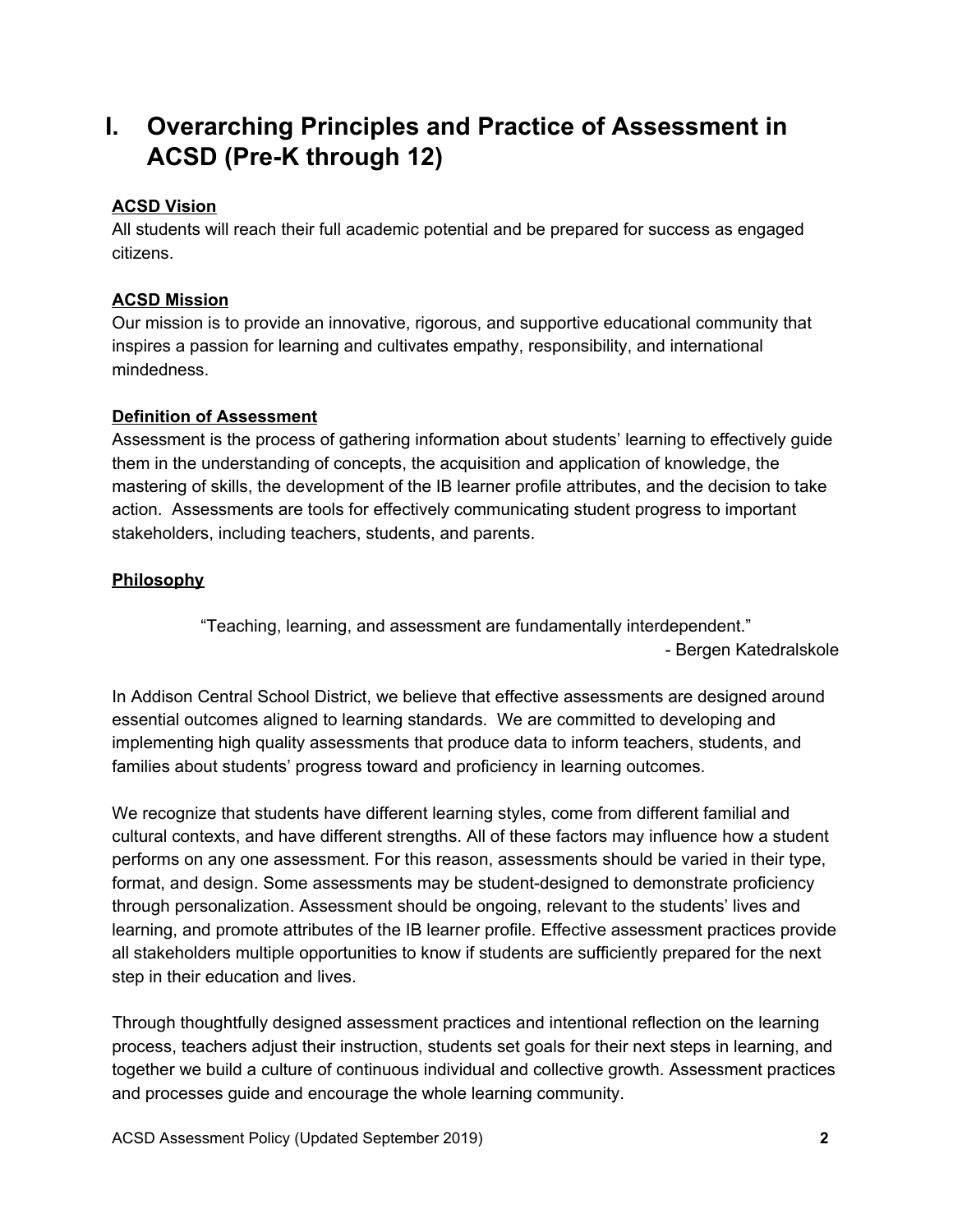# I. Overarching Principles and Practice of Assessment in ACSD (Pre-K through 12)

**ACSD Vision**

All students will reach their full academic potential and be prepared for success as engaged citizens.

**ACSD Mission**

Our mission is to provide an innovative, rigorous, and supportive educational community that inspires a passion for learning and cultivates empathy, responsibility, and international mindedness.

**Definition of Assessment**

Assessment is the process of gathering information about students' learning to effectively guide them in the understanding of concepts, the acquisition and application of knowledge, the mastering of skills, the development of the IB learner profile attributes, and the decision to take action. Assessments are tools for effectively communicating student progress to important stakeholders, including teachers, students, and parents.

**Philosophy**

> "Teaching, learning, and assessment are fundamentally interdependent."
>
> \- Bergen Katedralskole

In Addison Central School District, we believe that effective assessments are designed around essential outcomes aligned to learning standards. We are committed to developing and implementing high quality assessments that produce data to inform teachers, students, and families about students' progress toward and proficiency in learning outcomes.

We recognize that students have different learning styles, come from different familial and cultural contexts, and have different strengths. All of these factors may influence how a student performs on any one assessment. For this reason, assessments should be varied in their type, format, and design. Some assessments may be student-designed to demonstrate proficiency through personalization. Assessment should be ongoing, relevant to the students' lives and learning, and promote attributes of the IB learner profile. Effective assessment practices provide all stakeholders multiple opportunities to know if students are sufficiently prepared for the next step in their education and lives.

Through thoughtfully designed assessment practices and intentional reflection on the learning process, teachers adjust their instruction, students set goals for their next steps in learning, and together we build a culture of continuous individual and collective growth. Assessment practices and processes guide and encourage the whole learning community.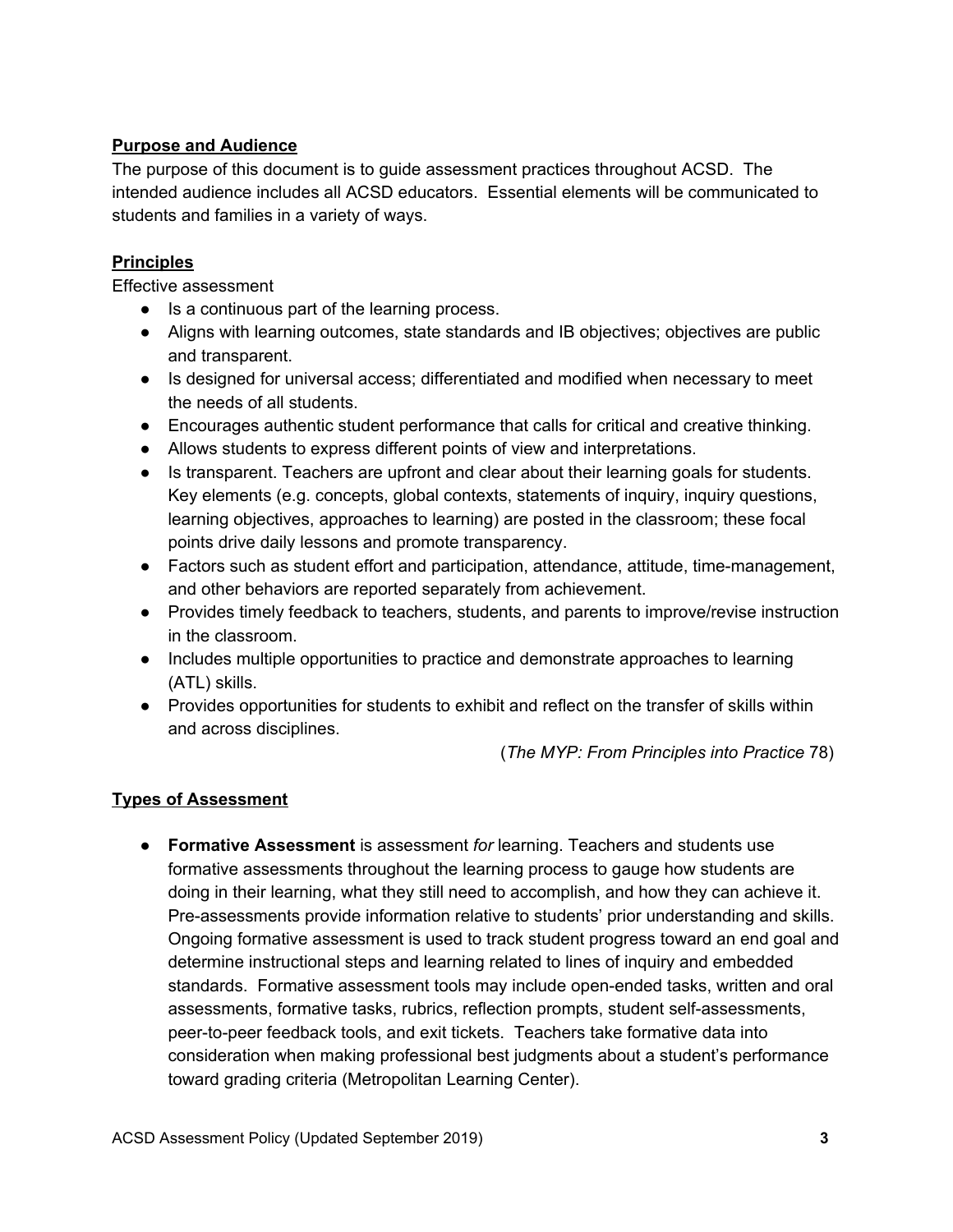## Purpose and Audience

The purpose of this document is to guide assessment practices throughout ACSD. The intended audience includes all ACSD educators. Essential elements will be communicated to students and families in a variety of ways.

## Principles

Effective assessment

- Is a continuous part of the learning process.
- Aligns with learning outcomes, state standards and IB objectives; objectives are public and transparent.
- Is designed for universal access; differentiated and modified when necessary to meet the needs of all students.
- Encourages authentic student performance that calls for critical and creative thinking.
- Allows students to express different points of view and interpretations.
- Is transparent. Teachers are upfront and clear about their learning goals for students. Key elements (e.g. concepts, global contexts, statements of inquiry, inquiry questions, learning objectives, approaches to learning) are posted in the classroom; these focal points drive daily lessons and promote transparency.
- Factors such as student effort and participation, attendance, attitude, time-management, and other behaviors are reported separately from achievement.
- Provides timely feedback to teachers, students, and parents to improve/revise instruction in the classroom.
- Includes multiple opportunities to practice and demonstrate approaches to learning (ATL) skills.
- Provides opportunities for students to exhibit and reflect on the transfer of skills within and across disciplines.

(*The MYP: From Principles into Practice* 78)

## Types of Assessment

- **Formative Assessment** is assessment *for* learning. Teachers and students use formative assessments throughout the learning process to gauge how students are doing in their learning, what they still need to accomplish, and how they can achieve it. Pre-assessments provide information relative to students' prior understanding and skills. Ongoing formative assessment is used to track student progress toward an end goal and determine instructional steps and learning related to lines of inquiry and embedded standards. Formative assessment tools may include open-ended tasks, written and oral assessments, formative tasks, rubrics, reflection prompts, student self-assessments, peer-to-peer feedback tools, and exit tickets. Teachers take formative data into consideration when making professional best judgments about a student's performance toward grading criteria (Metropolitan Learning Center).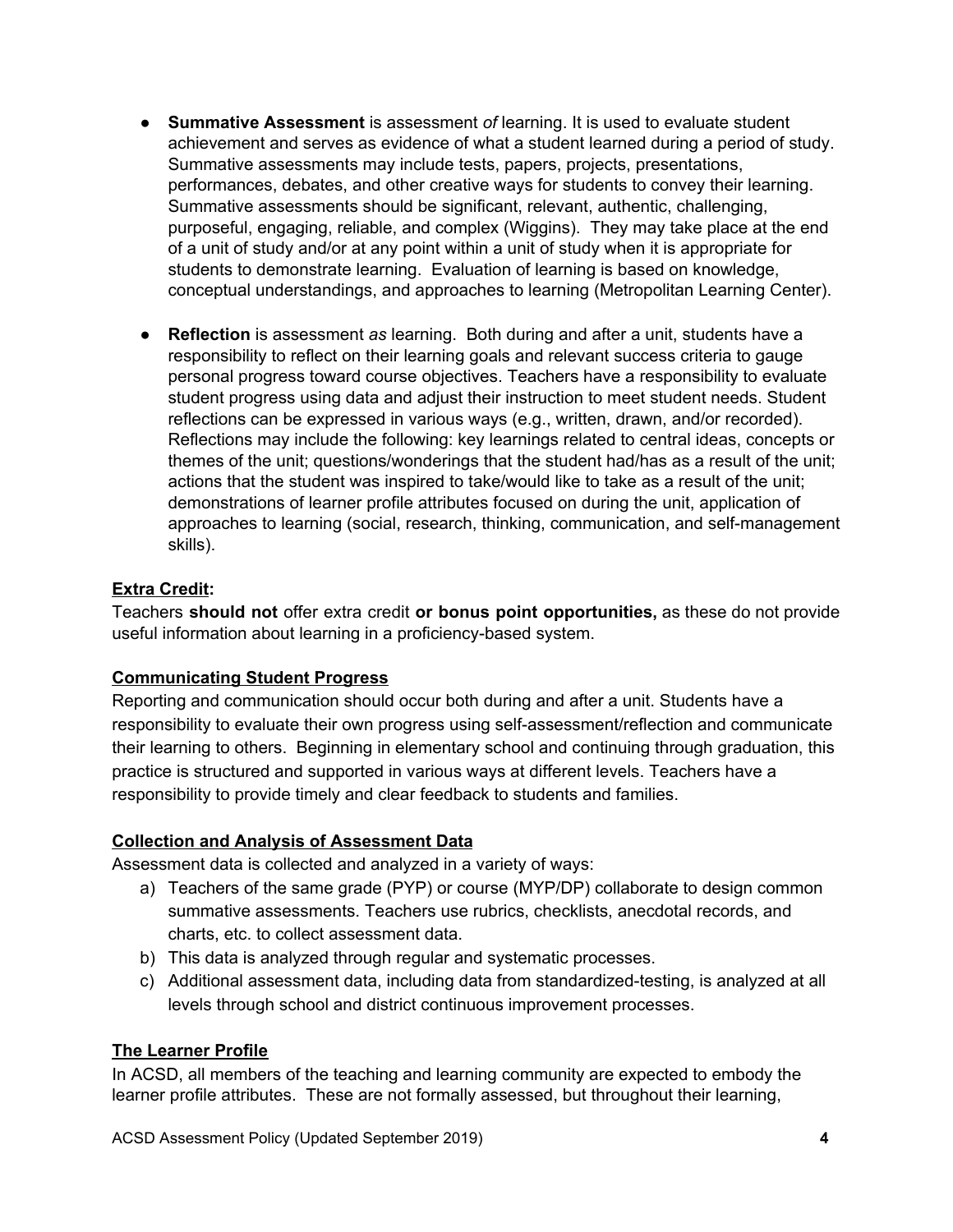- **Summative Assessment** is assessment *of* learning. It is used to evaluate student achievement and serves as evidence of what a student learned during a period of study. Summative assessments may include tests, papers, projects, presentations, performances, debates, and other creative ways for students to convey their learning. Summative assessments should be significant, relevant, authentic, challenging, purposeful, engaging, reliable, and complex (Wiggins). They may take place at the end of a unit of study and/or at any point within a unit of study when it is appropriate for students to demonstrate learning. Evaluation of learning is based on knowledge, conceptual understandings, and approaches to learning (Metropolitan Learning Center).

- **Reflection** is assessment *as* learning. Both during and after a unit, students have a responsibility to reflect on their learning goals and relevant success criteria to gauge personal progress toward course objectives. Teachers have a responsibility to evaluate student progress using data and adjust their instruction to meet student needs. Student reflections can be expressed in various ways (e.g., written, drawn, and/or recorded). Reflections may include the following: key learnings related to central ideas, concepts or themes of the unit; questions/wonderings that the student had/has as a result of the unit; actions that the student was inspired to take/would like to take as a result of the unit; demonstrations of learner profile attributes focused on during the unit, application of approaches to learning (social, research, thinking, communication, and self-management skills).

**Extra Credit:**

Teachers **should not** offer extra credit **or bonus point opportunities,** as these do not provide useful information about learning in a proficiency-based system.

**Communicating Student Progress**

Reporting and communication should occur both during and after a unit. Students have a responsibility to evaluate their own progress using self-assessment/reflection and communicate their learning to others. Beginning in elementary school and continuing through graduation, this practice is structured and supported in various ways at different levels. Teachers have a responsibility to provide timely and clear feedback to students and families.

**Collection and Analysis of Assessment Data**

Assessment data is collected and analyzed in a variety of ways:

a) Teachers of the same grade (PYP) or course (MYP/DP) collaborate to design common summative assessments. Teachers use rubrics, checklists, anecdotal records, and charts, etc. to collect assessment data.
b) This data is analyzed through regular and systematic processes.
c) Additional assessment data, including data from standardized-testing, is analyzed at all levels through school and district continuous improvement processes.

**The Learner Profile**

In ACSD, all members of the teaching and learning community are expected to embody the learner profile attributes. These are not formally assessed, but throughout their learning,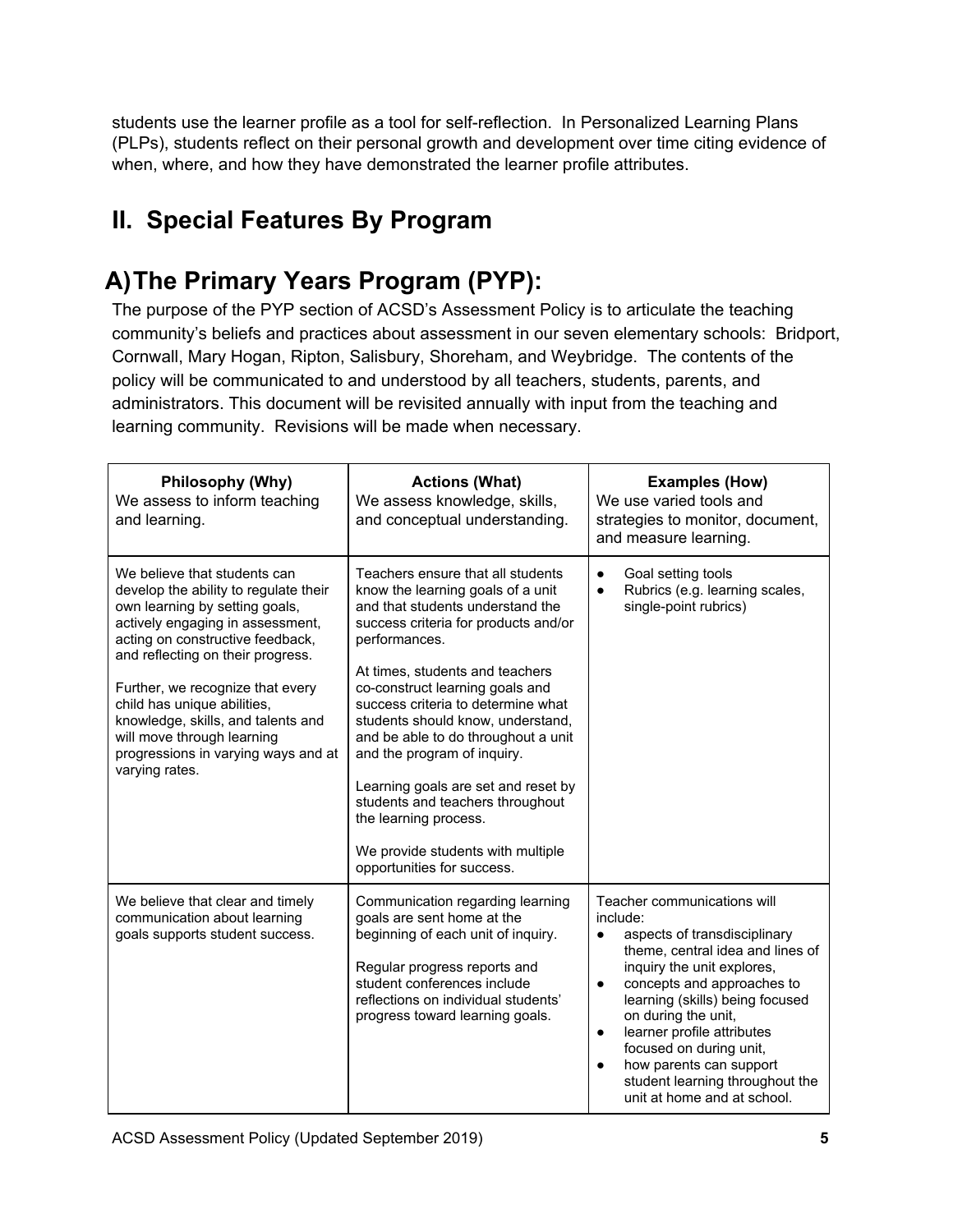students use the learner profile as a tool for self-reflection. In Personalized Learning Plans (PLPs), students reflect on their personal growth and development over time citing evidence of when, where, and how they have demonstrated the learner profile attributes.

## II. Special Features By Program

## A) The Primary Years Program (PYP):

The purpose of the PYP section of ACSD's Assessment Policy is to articulate the teaching community's beliefs and practices about assessment in our seven elementary schools: Bridport, Cornwall, Mary Hogan, Ripton, Salisbury, Shoreham, and Weybridge. The contents of the policy will be communicated to and understood by all teachers, students, parents, and administrators. This document will be revisited annually with input from the teaching and learning community. Revisions will be made when necessary.

| **Philosophy (Why)**<br>We assess to inform teaching and learning. | **Actions (What)**<br>We assess knowledge, skills, and conceptual understanding. | **Examples (How)**<br>We use varied tools and strategies to monitor, document, and measure learning. |
|---|---|---|
| We believe that students can develop the ability to regulate their own learning by setting goals, actively engaging in assessment, acting on constructive feedback, and reflecting on their progress.<br><br>Further, we recognize that every child has unique abilities, knowledge, skills, and talents and will move through learning progressions in varying ways and at varying rates. | Teachers ensure that all students know the learning goals of a unit and that students understand the success criteria for products and/or performances.<br><br>At times, students and teachers co-construct learning goals and success criteria to determine what students should know, understand, and be able to do throughout a unit and the program of inquiry.<br><br>Learning goals are set and reset by students and teachers throughout the learning process.<br><br>We provide students with multiple opportunities for success. | • Goal setting tools<br>• Rubrics (e.g. learning scales, single-point rubrics) |
| We believe that clear and timely communication about learning goals supports student success. | Communication regarding learning goals are sent home at the beginning of each unit of inquiry.<br><br>Regular progress reports and student conferences include reflections on individual students' progress toward learning goals. | Teacher communications will include:<br>• aspects of transdisciplinary theme, central idea and lines of inquiry the unit explores,<br>• concepts and approaches to learning (skills) being focused on during the unit,<br>• learner profile attributes focused on during unit,<br>• how parents can support student learning throughout the unit at home and at school. |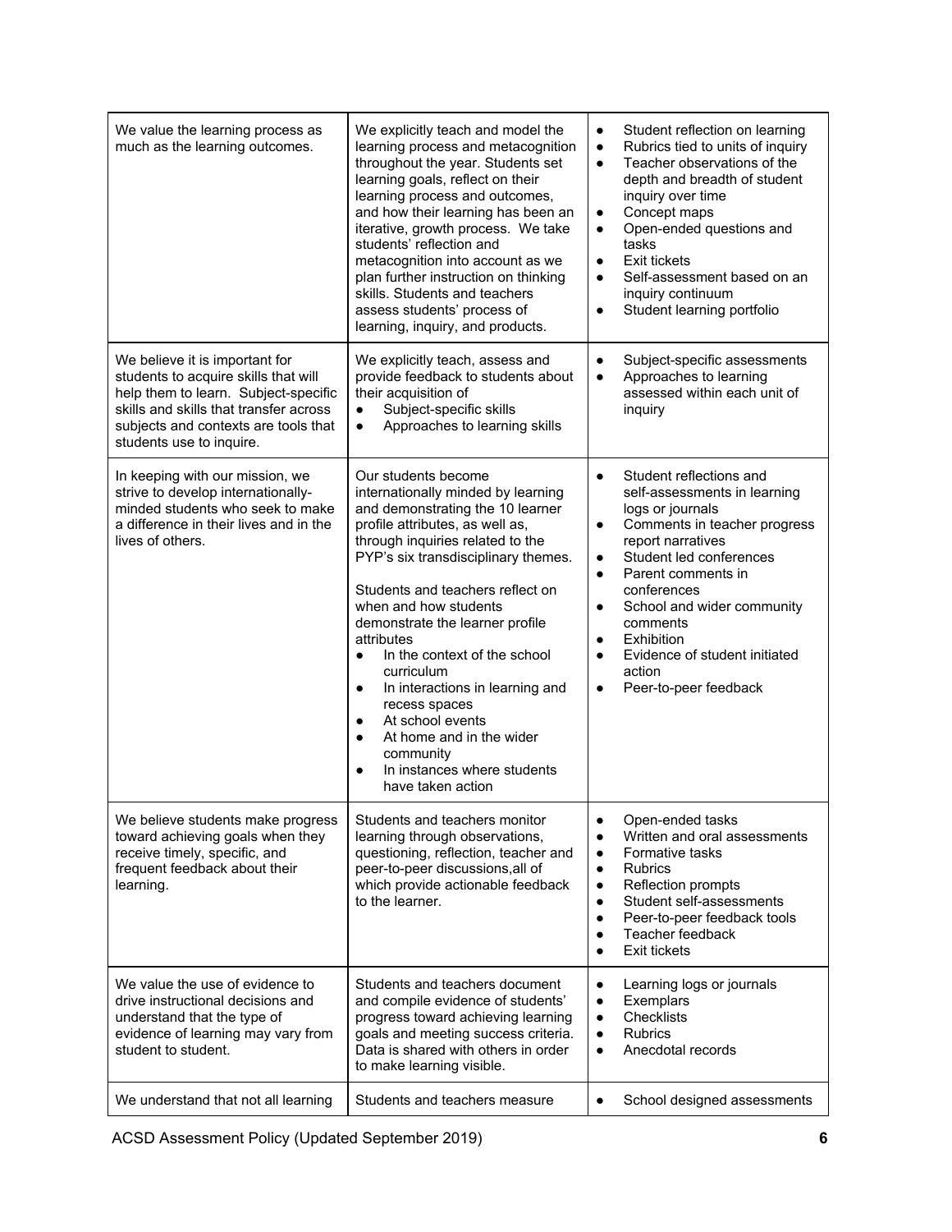| | | |
|---|---|---|
| We value the learning process as much as the learning outcomes. | We explicitly teach and model the learning process and metacognition throughout the year. Students set learning goals, reflect on their learning process and outcomes, and how their learning has been an iterative, growth process. We take students' reflection and metacognition into account as we plan further instruction on thinking skills. Students and teachers assess students' process of learning, inquiry, and products. | • Student reflection on learning<br>• Rubrics tied to units of inquiry<br>• Teacher observations of the depth and breadth of student inquiry over time<br>• Concept maps<br>• Open-ended questions and tasks<br>• Exit tickets<br>• Self-assessment based on an inquiry continuum<br>• Student learning portfolio |
| We believe it is important for students to acquire skills that will help them to learn. Subject-specific skills and skills that transfer across subjects and contexts are tools that students use to inquire. | We explicitly teach, assess and provide feedback to students about their acquisition of<br>• Subject-specific skills<br>• Approaches to learning skills | • Subject-specific assessments<br>• Approaches to learning assessed within each unit of inquiry |
| In keeping with our mission, we strive to develop internationally-minded students who seek to make a difference in their lives and in the lives of others. | Our students become internationally minded by learning and demonstrating the 10 learner profile attributes, as well as, through inquiries related to the PYP's six transdisciplinary themes.<br><br>Students and teachers reflect on when and how students demonstrate the learner profile attributes<br>• In the context of the school curriculum<br>• In interactions in learning and recess spaces<br>• At school events<br>• At home and in the wider community<br>• In instances where students have taken action | • Student reflections and self-assessments in learning logs or journals<br>• Comments in teacher progress report narratives<br>• Student led conferences<br>• Parent comments in conferences<br>• School and wider community comments<br>• Exhibition<br>• Evidence of student initiated action<br>• Peer-to-peer feedback |
| We believe students make progress toward achieving goals when they receive timely, specific, and frequent feedback about their learning. | Students and teachers monitor learning through observations, questioning, reflection, teacher and peer-to-peer discussions,all of which provide actionable feedback to the learner. | • Open-ended tasks<br>• Written and oral assessments<br>• Formative tasks<br>• Rubrics<br>• Reflection prompts<br>• Student self-assessments<br>• Peer-to-peer feedback tools<br>• Teacher feedback<br>• Exit tickets |
| We value the use of evidence to drive instructional decisions and understand that the type of evidence of learning may vary from student to student. | Students and teachers document and compile evidence of students' progress toward achieving learning goals and meeting success criteria. Data is shared with others in order to make learning visible. | • Learning logs or journals<br>• Exemplars<br>• Checklists<br>• Rubrics<br>• Anecdotal records |
| We understand that not all learning | Students and teachers measure | • School designed assessments |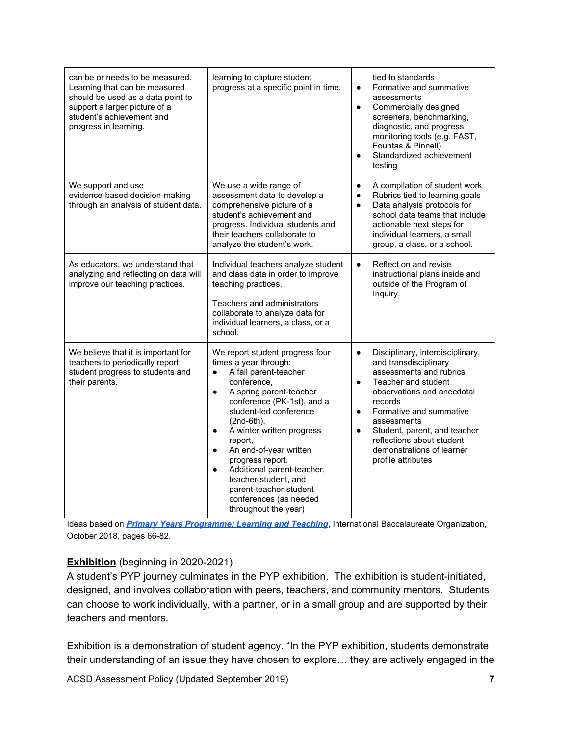| | | |
|---|---|---|
| can be or needs to be measured. Learning that can be measured should be used as a data point to support a larger picture of a student's achievement and progress in learning. | learning to capture student progress at a specific point in time. | tied to standards<br>● Formative and summative assessments<br>● Commercially designed screeners, benchmarking, diagnostic, and progress monitoring tools (e.g. FAST, Fountas & Pinnell)<br>● Standardized achievement testing |
| We support and use evidence-based decision-making through an analysis of student data. | We use a wide range of assessment data to develop a comprehensive picture of a student's achievement and progress. Individual students and their teachers collaborate to analyze the student's work. | ● A compilation of student work<br>● Rubrics tied to learning goals<br>● Data analysis protocols for school data teams that include actionable next steps for individual learners, a small group, a class, or a school. |
| As educators, we understand that analyzing and reflecting on data will improve our teaching practices. | Individual teachers analyze student and class data in order to improve teaching practices.<br><br>Teachers and administrators collaborate to analyze data for individual learners, a class, or a school. | ● Reflect on and revise instructional plans inside and outside of the Program of Inquiry. |
| We believe that it is important for teachers to periodically report student progress to students and their parents. | We report student progress four times a year through:<br>● A fall parent-teacher conference,<br>● A spring parent-teacher conference (PK-1st), and a student-led conference (2nd-6th),<br>● A winter written progress report,<br>● An end-of-year written progress report.<br>● Additional parent-teacher, teacher-student, and parent-teacher-student conferences (as needed throughout the year) | ● Disciplinary, interdisciplinary, and transdisciplinary assessments and rubrics<br>● Teacher and student observations and anecdotal records<br>● Formative and summative assessments<br>● Student, parent, and teacher reflections about student demonstrations of learner profile attributes |

Ideas based on ***Primary Years Programme: Learning and Teaching***, International Baccalaureate Organization, October 2018, pages 66-82.

**Exhibition** (beginning in 2020-2021)

A student's PYP journey culminates in the PYP exhibition. The exhibition is student-initiated, designed, and involves collaboration with peers, teachers, and community mentors. Students can choose to work individually, with a partner, or in a small group and are supported by their teachers and mentors.

Exhibition is a demonstration of student agency. "In the PYP exhibition, students demonstrate their understanding of an issue they have chosen to explore… they are actively engaged in the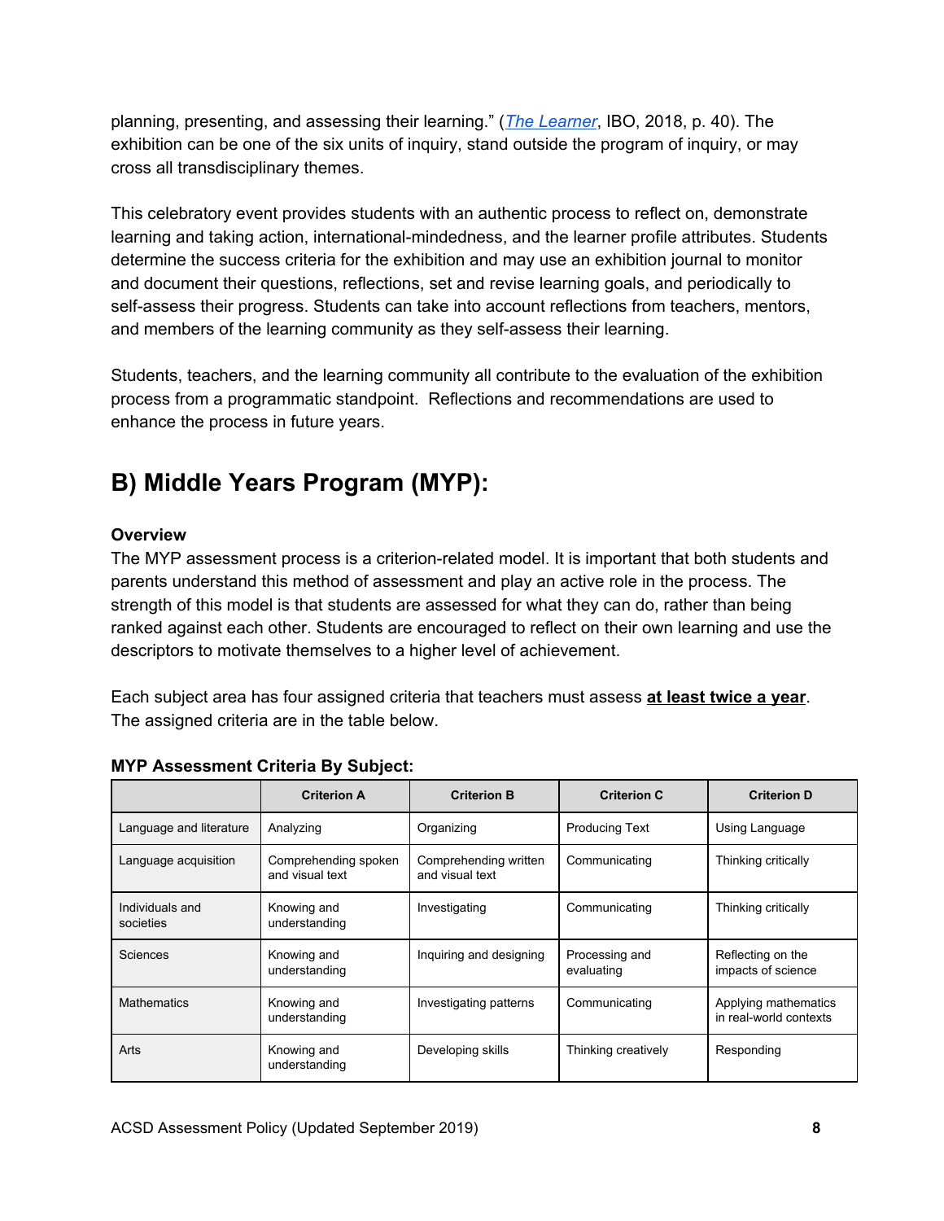planning, presenting, and assessing their learning." (*The Learner*, IBO, 2018, p. 40). The exhibition can be one of the six units of inquiry, stand outside the program of inquiry, or may cross all transdisciplinary themes.

This celebratory event provides students with an authentic process to reflect on, demonstrate learning and taking action, international-mindedness, and the learner profile attributes. Students determine the success criteria for the exhibition and may use an exhibition journal to monitor and document their questions, reflections, set and revise learning goals, and periodically to self-assess their progress. Students can take into account reflections from teachers, mentors, and members of the learning community as they self-assess their learning.

Students, teachers, and the learning community all contribute to the evaluation of the exhibition process from a programmatic standpoint. Reflections and recommendations are used to enhance the process in future years.

## B) Middle Years Program (MYP):

**Overview**

The MYP assessment process is a criterion-related model. It is important that both students and parents understand this method of assessment and play an active role in the process. The strength of this model is that students are assessed for what they can do, rather than being ranked against each other. Students are encouraged to reflect on their own learning and use the descriptors to motivate themselves to a higher level of achievement.

Each subject area has four assigned criteria that teachers must assess **at least twice a year**. The assigned criteria are in the table below.

**MYP Assessment Criteria By Subject:**

| | Criterion A | Criterion B | Criterion C | Criterion D |
|---|---|---|---|---|
| Language and literature | Analyzing | Organizing | Producing Text | Using Language |
| Language acquisition | Comprehending spoken and visual text | Comprehending written and visual text | Communicating | Thinking critically |
| Individuals and societies | Knowing and understanding | Investigating | Communicating | Thinking critically |
| Sciences | Knowing and understanding | Inquiring and designing | Processing and evaluating | Reflecting on the impacts of science |
| Mathematics | Knowing and understanding | Investigating patterns | Communicating | Applying mathematics in real-world contexts |
| Arts | Knowing and understanding | Developing skills | Thinking creatively | Responding |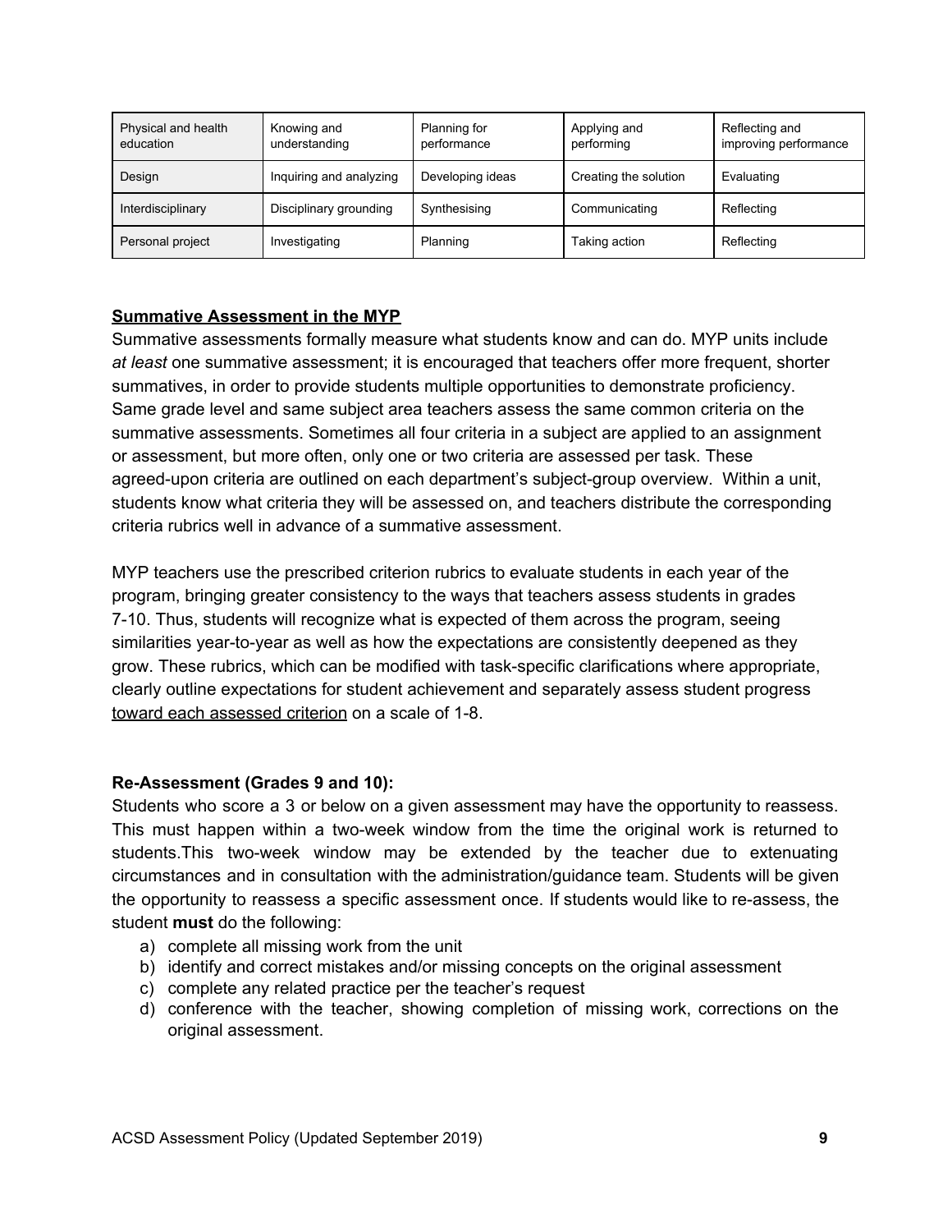| Physical and health education | Knowing and understanding | Planning for performance | Applying and performing | Reflecting and improving performance |
|---|---|---|---|---|
| Design | Inquiring and analyzing | Developing ideas | Creating the solution | Evaluating |
| Interdisciplinary | Disciplinary grounding | Synthesising | Communicating | Reflecting |
| Personal project | Investigating | Planning | Taking action | Reflecting |

## Summative Assessment in the MYP

Summative assessments formally measure what students know and can do. MYP units include *at least* one summative assessment; it is encouraged that teachers offer more frequent, shorter summatives, in order to provide students multiple opportunities to demonstrate proficiency. Same grade level and same subject area teachers assess the same common criteria on the summative assessments. Sometimes all four criteria in a subject are applied to an assignment or assessment, but more often, only one or two criteria are assessed per task. These agreed-upon criteria are outlined on each department's subject-group overview. Within a unit, students know what criteria they will be assessed on, and teachers distribute the corresponding criteria rubrics well in advance of a summative assessment.

MYP teachers use the prescribed criterion rubrics to evaluate students in each year of the program, bringing greater consistency to the ways that teachers assess students in grades 7-10. Thus, students will recognize what is expected of them across the program, seeing similarities year-to-year as well as how the expectations are consistently deepened as they grow. These rubrics, which can be modified with task-specific clarifications where appropriate, clearly outline expectations for student achievement and separately assess student progress toward each assessed criterion on a scale of 1-8.

### Re-Assessment (Grades 9 and 10):

Students who score a 3 or below on a given assessment may have the opportunity to reassess. This must happen within a two-week window from the time the original work is returned to students.This two-week window may be extended by the teacher due to extenuating circumstances and in consultation with the administration/guidance team. Students will be given the opportunity to reassess a specific assessment once. If students would like to re-assess, the student **must** do the following:

a) complete all missing work from the unit
b) identify and correct mistakes and/or missing concepts on the original assessment
c) complete any related practice per the teacher's request
d) conference with the teacher, showing completion of missing work, corrections on the original assessment.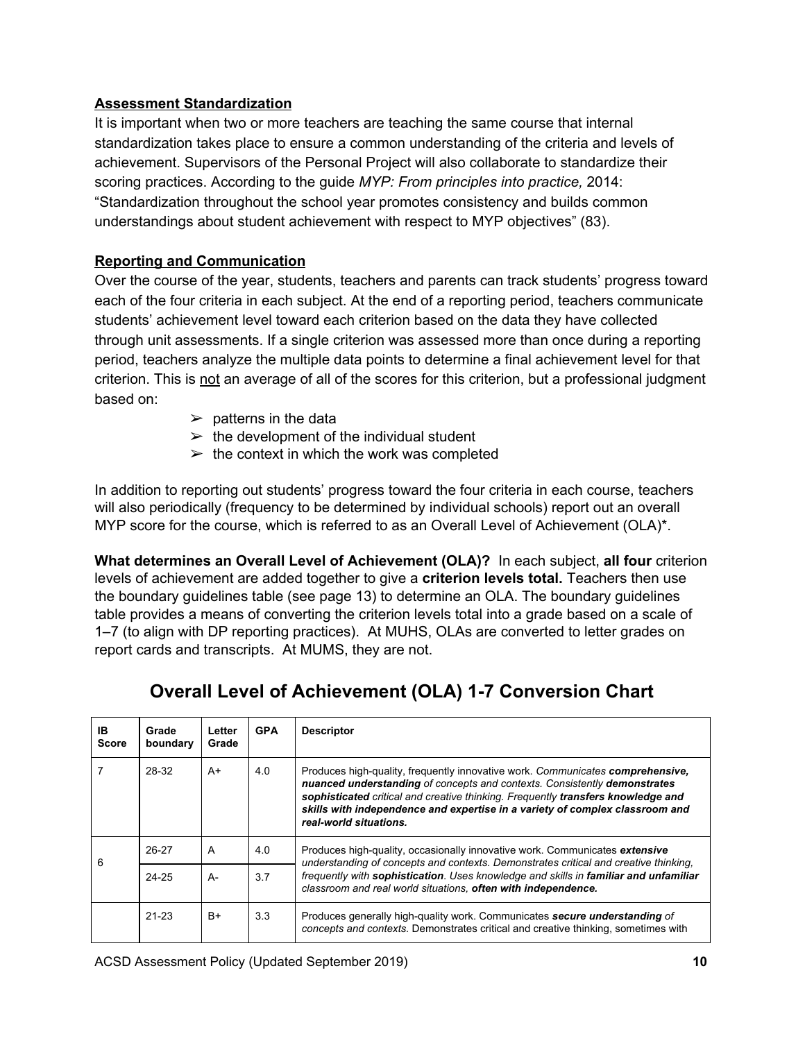**Assessment Standardization**

It is important when two or more teachers are teaching the same course that internal standardization takes place to ensure a common understanding of the criteria and levels of achievement. Supervisors of the Personal Project will also collaborate to standardize their scoring practices. According to the guide *MYP: From principles into practice,* 2014: "Standardization throughout the school year promotes consistency and builds common understandings about student achievement with respect to MYP objectives" (83).

**Reporting and Communication**

Over the course of the year, students, teachers and parents can track students' progress toward each of the four criteria in each subject. At the end of a reporting period, teachers communicate students' achievement level toward each criterion based on the data they have collected through unit assessments. If a single criterion was assessed more than once during a reporting period, teachers analyze the multiple data points to determine a final achievement level for that criterion. This is not an average of all of the scores for this criterion, but a professional judgment based on:

- patterns in the data
- the development of the individual student
- the context in which the work was completed

In addition to reporting out students' progress toward the four criteria in each course, teachers will also periodically (frequency to be determined by individual schools) report out an overall MYP score for the course, which is referred to as an Overall Level of Achievement (OLA)*.

**What determines an Overall Level of Achievement (OLA)?** In each subject, **all four** criterion levels of achievement are added together to give a **criterion levels total.** Teachers then use the boundary guidelines table (see page 13) to determine an OLA. The boundary guidelines table provides a means of converting the criterion levels total into a grade based on a scale of 1–7 (to align with DP reporting practices). At MUHS, OLAs are converted to letter grades on report cards and transcripts. At MUMS, they are not.

## Overall Level of Achievement (OLA) 1-7 Conversion Chart

| IB Score | Grade boundary | Letter Grade | GPA | Descriptor |
|---|---|---|---|---|
| 7 | 28-32 | A+ | 4.0 | Produces high-quality, frequently innovative work. *Communicates **comprehensive, nuanced understanding** of concepts and contexts. Consistently **demonstrates sophisticated** critical and creative thinking. Frequently **transfers knowledge and skills with independence and expertise in a variety of complex classroom and real-world situations.*** |
| 6 | 26-27 | A | 4.0 | Produces high-quality, occasionally innovative work. Communicates ***extensive*** *understanding of concepts and contexts. Demonstrates critical and creative thinking, frequently with **sophistication**. Uses knowledge and skills in **familiar and unfamiliar** classroom and real world situations, **often with independence.*** |
| | 24-25 | A- | 3.7 | |
| | 21-23 | B+ | 3.3 | Produces generally high-quality work. Communicates ***secure understanding*** *of concepts and contexts.* Demonstrates critical and creative thinking, sometimes with |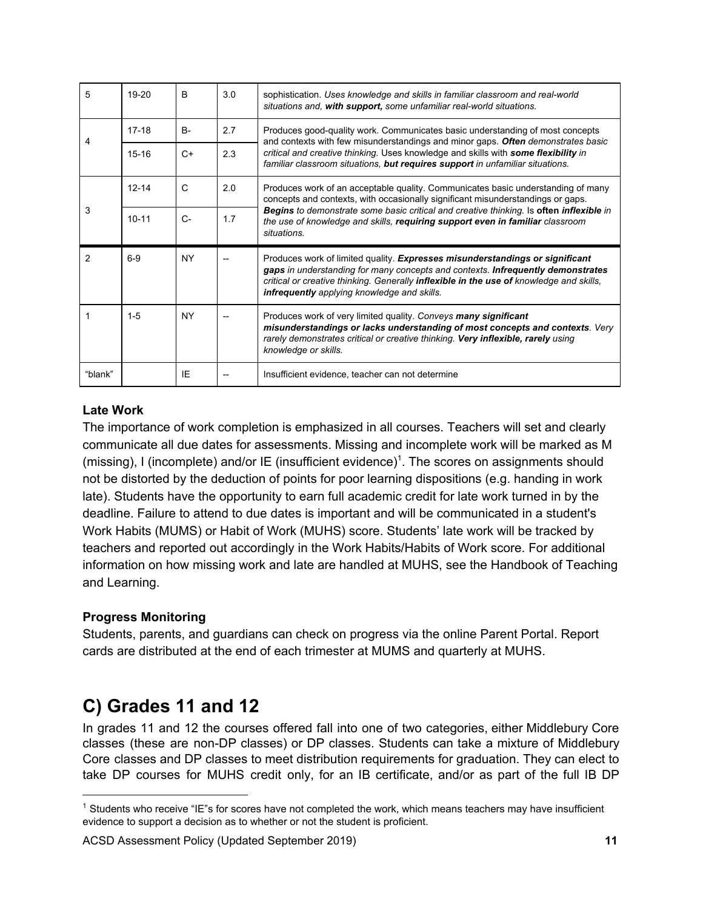| 5 | 19-20 | B | 3.0 | sophistication. *Uses knowledge and skills in familiar classroom and real-world situations and, **with support,** some unfamiliar real-world situations.* |
|---|---|---|---|---|
| 4 | 17-18 | B- | 2.7 | Produces good-quality work. Communicates basic understanding of most concepts and contexts with few misunderstandings and minor gaps. ***Often** demonstrates basic critical and creative thinking.* Uses knowledge and skills with ***some flexibility** in familiar classroom situations, **but requires support** in unfamiliar situations.* |
| | 15-16 | C+ | 2.3 | |
| 3 | 12-14 | C | 2.0 | Produces work of an acceptable quality. Communicates basic understanding of many concepts and contexts, with occasionally significant misunderstandings or gaps. ***Begins** to demonstrate some basic critical and creative thinking.* Is **often *inflexible*** *in the use of knowledge and skills, **requiring support even in familiar** classroom situations.* |
| | 10-11 | C- | 1.7 | |
| 2 | 6-9 | NY | -- | Produces work of limited quality. ***Expresses misunderstandings or significant gaps** in understanding for many concepts and contexts. **Infrequently demonstrates** critical or creative thinking. Generally **inflexible in the use of** knowledge and skills, **infrequently** applying knowledge and skills.* |
| 1 | 1-5 | NY | -- | Produces work of very limited quality. *Conveys **many significant misunderstandings or lacks understanding of most concepts and contexts**. Very rarely demonstrates critical or creative thinking. **Very inflexible, rarely** using knowledge or skills.* |
| "blank" | | IE | -- | Insufficient evidence, teacher can not determine |

**Late Work**

The importance of work completion is emphasized in all courses. Teachers will set and clearly communicate all due dates for assessments. Missing and incomplete work will be marked as M (missing), I (incomplete) and/or IE (insufficient evidence)[1]. The scores on assignments should not be distorted by the deduction of points for poor learning dispositions (e.g. handing in work late). Students have the opportunity to earn full academic credit for late work turned in by the deadline. Failure to attend to due dates is important and will be communicated in a student's Work Habits (MUMS) or Habit of Work (MUHS) score. Students' late work will be tracked by teachers and reported out accordingly in the Work Habits/Habits of Work score. For additional information on how missing work and late are handled at MUHS, see the Handbook of Teaching and Learning.

**Progress Monitoring**

Students, parents, and guardians can check on progress via the online Parent Portal. Report cards are distributed at the end of each trimester at MUMS and quarterly at MUHS.

## C) Grades 11 and 12

In grades 11 and 12 the courses offered fall into one of two categories, either Middlebury Core classes (these are non-DP classes) or DP classes. Students can take a mixture of Middlebury Core classes and DP classes to meet distribution requirements for graduation. They can elect to take DP courses for MUHS credit only, for an IB certificate, and/or as part of the full IB DP

[1] Students who receive "IE"s for scores have not completed the work, which means teachers may have insufficient evidence to support a decision as to whether or not the student is proficient.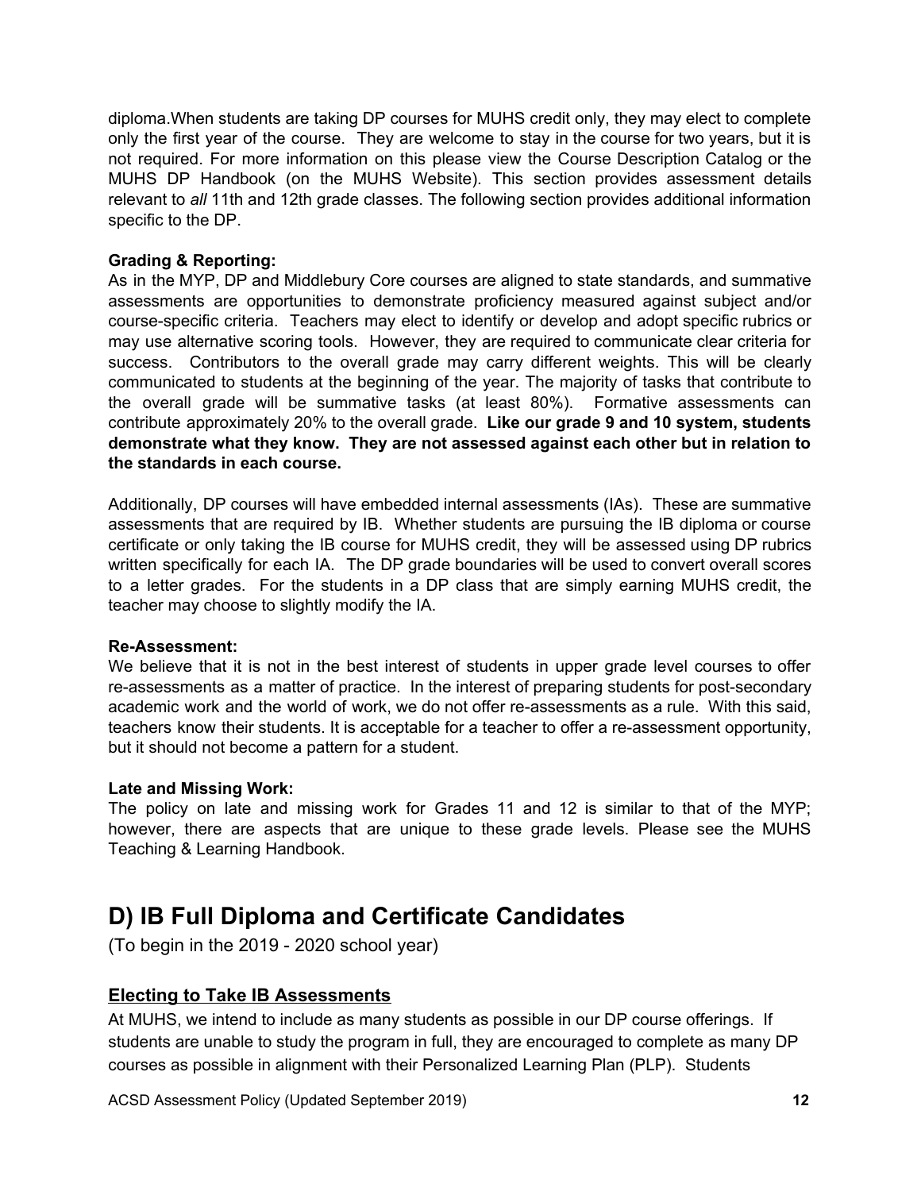diploma.When students are taking DP courses for MUHS credit only, they may elect to complete only the first year of the course. They are welcome to stay in the course for two years, but it is not required. For more information on this please view the Course Description Catalog or the MUHS DP Handbook (on the MUHS Website). This section provides assessment details relevant to *all* 11th and 12th grade classes. The following section provides additional information specific to the DP.

**Grading & Reporting:**

As in the MYP, DP and Middlebury Core courses are aligned to state standards, and summative assessments are opportunities to demonstrate proficiency measured against subject and/or course-specific criteria. Teachers may elect to identify or develop and adopt specific rubrics or may use alternative scoring tools. However, they are required to communicate clear criteria for success. Contributors to the overall grade may carry different weights. This will be clearly communicated to students at the beginning of the year. The majority of tasks that contribute to the overall grade will be summative tasks (at least 80%). Formative assessments can contribute approximately 20% to the overall grade. **Like our grade 9 and 10 system, students demonstrate what they know. They are not assessed against each other but in relation to the standards in each course.**

Additionally, DP courses will have embedded internal assessments (IAs). These are summative assessments that are required by IB. Whether students are pursuing the IB diploma or course certificate or only taking the IB course for MUHS credit, they will be assessed using DP rubrics written specifically for each IA. The DP grade boundaries will be used to convert overall scores to a letter grades. For the students in a DP class that are simply earning MUHS credit, the teacher may choose to slightly modify the IA.

**Re-Assessment:**

We believe that it is not in the best interest of students in upper grade level courses to offer re-assessments as a matter of practice. In the interest of preparing students for post-secondary academic work and the world of work, we do not offer re-assessments as a rule. With this said, teachers know their students. It is acceptable for a teacher to offer a re-assessment opportunity, but it should not become a pattern for a student.

**Late and Missing Work:**

The policy on late and missing work for Grades 11 and 12 is similar to that of the MYP; however, there are aspects that are unique to these grade levels. Please see the MUHS Teaching & Learning Handbook.

# D) IB Full Diploma and Certificate Candidates

(To begin in the 2019 - 2020 school year)

## Electing to Take IB Assessments

At MUHS, we intend to include as many students as possible in our DP course offerings. If students are unable to study the program in full, they are encouraged to complete as many DP courses as possible in alignment with their Personalized Learning Plan (PLP). Students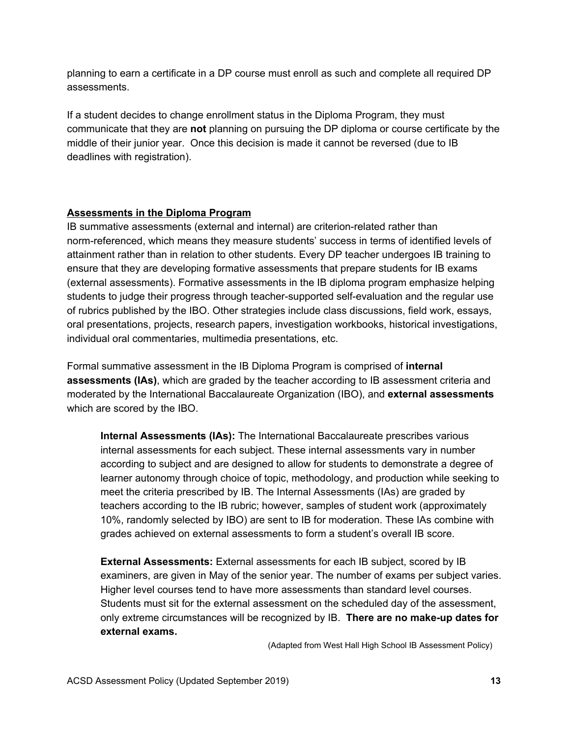planning to earn a certificate in a DP course must enroll as such and complete all required DP assessments.

If a student decides to change enrollment status in the Diploma Program, they must communicate that they are **not** planning on pursuing the DP diploma or course certificate by the middle of their junior year. Once this decision is made it cannot be reversed (due to IB deadlines with registration).

## Assessments in the Diploma Program

IB summative assessments (external and internal) are criterion-related rather than norm-referenced, which means they measure students' success in terms of identified levels of attainment rather than in relation to other students. Every DP teacher undergoes IB training to ensure that they are developing formative assessments that prepare students for IB exams (external assessments). Formative assessments in the IB diploma program emphasize helping students to judge their progress through teacher-supported self-evaluation and the regular use of rubrics published by the IBO. Other strategies include class discussions, field work, essays, oral presentations, projects, research papers, investigation workbooks, historical investigations, individual oral commentaries, multimedia presentations, etc.

Formal summative assessment in the IB Diploma Program is comprised of **internal assessments (IAs)**, which are graded by the teacher according to IB assessment criteria and moderated by the International Baccalaureate Organization (IBO), and **external assessments** which are scored by the IBO.

> **Internal Assessments (IAs):** The International Baccalaureate prescribes various internal assessments for each subject. These internal assessments vary in number according to subject and are designed to allow for students to demonstrate a degree of learner autonomy through choice of topic, methodology, and production while seeking to meet the criteria prescribed by IB. The Internal Assessments (IAs) are graded by teachers according to the IB rubric; however, samples of student work (approximately 10%, randomly selected by IBO) are sent to IB for moderation. These IAs combine with grades achieved on external assessments to form a student's overall IB score.
>
> **External Assessments:** External assessments for each IB subject, scored by IB examiners, are given in May of the senior year. The number of exams per subject varies. Higher level courses tend to have more assessments than standard level courses. Students must sit for the external assessment on the scheduled day of the assessment, only extreme circumstances will be recognized by IB. **There are no make-up dates for external exams.**

(Adapted from West Hall High School IB Assessment Policy)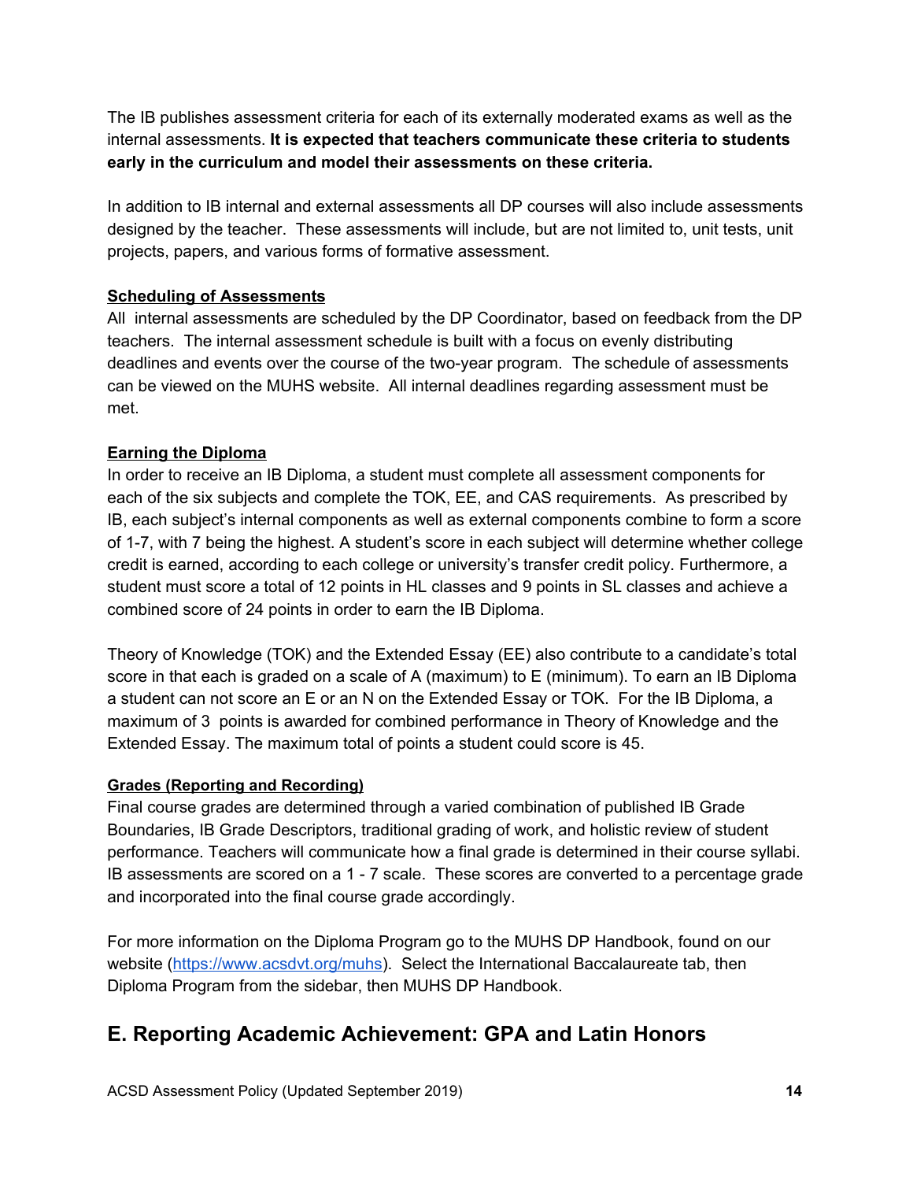The IB publishes assessment criteria for each of its externally moderated exams as well as the internal assessments. **It is expected that teachers communicate these criteria to students early in the curriculum and model their assessments on these criteria.**

In addition to IB internal and external assessments all DP courses will also include assessments designed by the teacher. These assessments will include, but are not limited to, unit tests, unit projects, papers, and various forms of formative assessment.

**Scheduling of Assessments**

All internal assessments are scheduled by the DP Coordinator, based on feedback from the DP teachers. The internal assessment schedule is built with a focus on evenly distributing deadlines and events over the course of the two-year program. The schedule of assessments can be viewed on the MUHS website. All internal deadlines regarding assessment must be met.

**Earning the Diploma**

In order to receive an IB Diploma, a student must complete all assessment components for each of the six subjects and complete the TOK, EE, and CAS requirements. As prescribed by IB, each subject's internal components as well as external components combine to form a score of 1-7, with 7 being the highest. A student's score in each subject will determine whether college credit is earned, according to each college or university's transfer credit policy. Furthermore, a student must score a total of 12 points in HL classes and 9 points in SL classes and achieve a combined score of 24 points in order to earn the IB Diploma.

Theory of Knowledge (TOK) and the Extended Essay (EE) also contribute to a candidate's total score in that each is graded on a scale of A (maximum) to E (minimum). To earn an IB Diploma a student can not score an E or an N on the Extended Essay or TOK. For the IB Diploma, a maximum of 3 points is awarded for combined performance in Theory of Knowledge and the Extended Essay. The maximum total of points a student could score is 45.

**Grades (Reporting and Recording)**

Final course grades are determined through a varied combination of published IB Grade Boundaries, IB Grade Descriptors, traditional grading of work, and holistic review of student performance. Teachers will communicate how a final grade is determined in their course syllabi. IB assessments are scored on a 1 - 7 scale. These scores are converted to a percentage grade and incorporated into the final course grade accordingly.

For more information on the Diploma Program go to the MUHS DP Handbook, found on our website (https://www.acsdvt.org/muhs). Select the International Baccalaureate tab, then Diploma Program from the sidebar, then MUHS DP Handbook.

## E. Reporting Academic Achievement: GPA and Latin Honors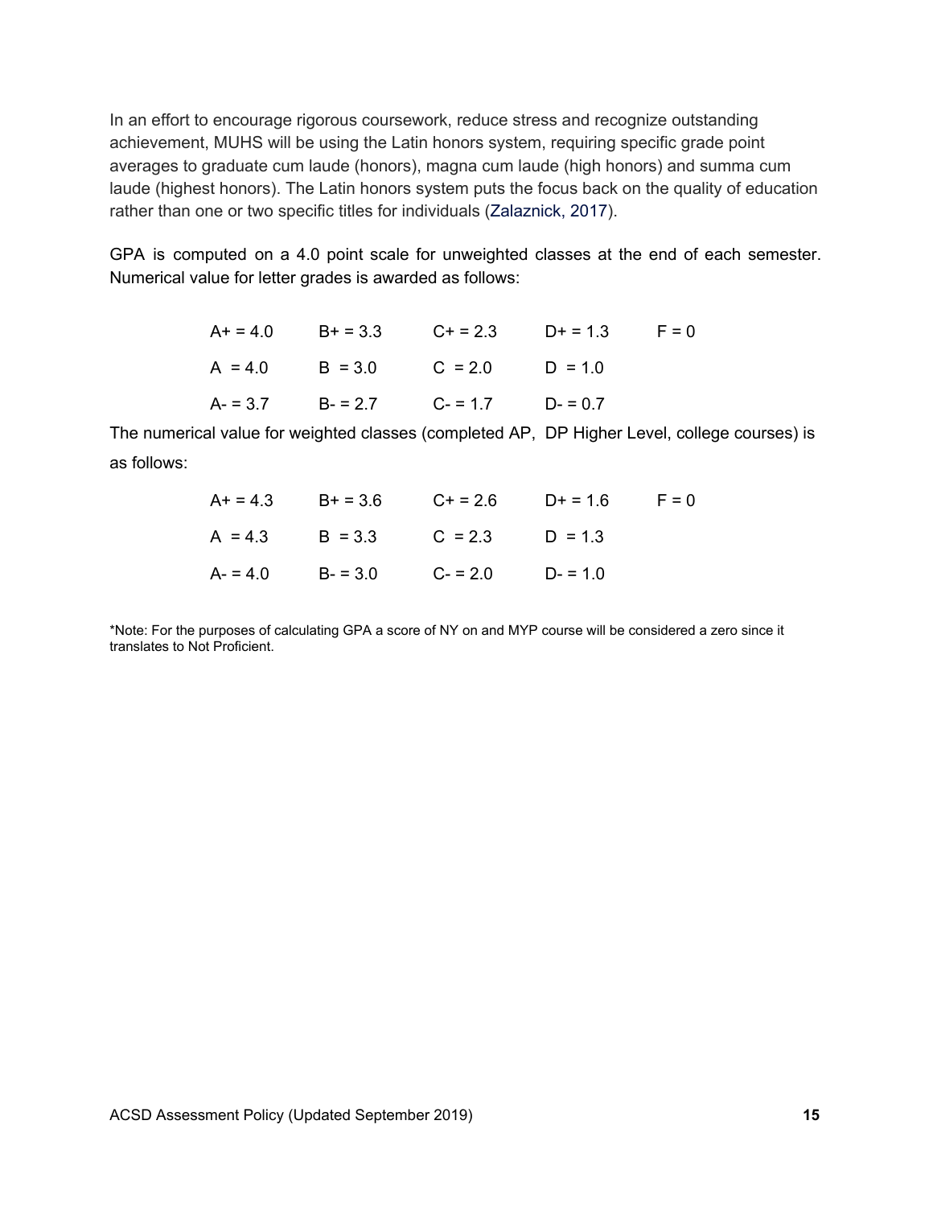In an effort to encourage rigorous coursework, reduce stress and recognize outstanding achievement, MUHS will be using the Latin honors system, requiring specific grade point averages to graduate cum laude (honors), magna cum laude (high honors) and summa cum laude (highest honors). The Latin honors system puts the focus back on the quality of education rather than one or two specific titles for individuals (Zalaznick, 2017).

GPA is computed on a 4.0 point scale for unweighted classes at the end of each semester. Numerical value for letter grades is awarded as follows:

| | | | | |
|---|---|---|---|---|
| A+ = 4.0 | B+ = 3.3 | C+ = 2.3 | D+ = 1.3 | F = 0 |
| A = 4.0 | B = 3.0 | C = 2.0 | D = 1.0 | |
| A- = 3.7 | B- = 2.7 | C- = 1.7 | D- = 0.7 | |

The numerical value for weighted classes (completed AP, DP Higher Level, college courses) is as follows:

| | | | | |
|---|---|---|---|---|
| A+ = 4.3 | B+ = 3.6 | C+ = 2.6 | D+ = 1.6 | F = 0 |
| A = 4.3 | B = 3.3 | C = 2.3 | D = 1.3 | |
| A- = 4.0 | B- = 3.0 | C- = 2.0 | D- = 1.0 | |

*Note: For the purposes of calculating GPA a score of NY on and MYP course will be considered a zero since it translates to Not Proficient.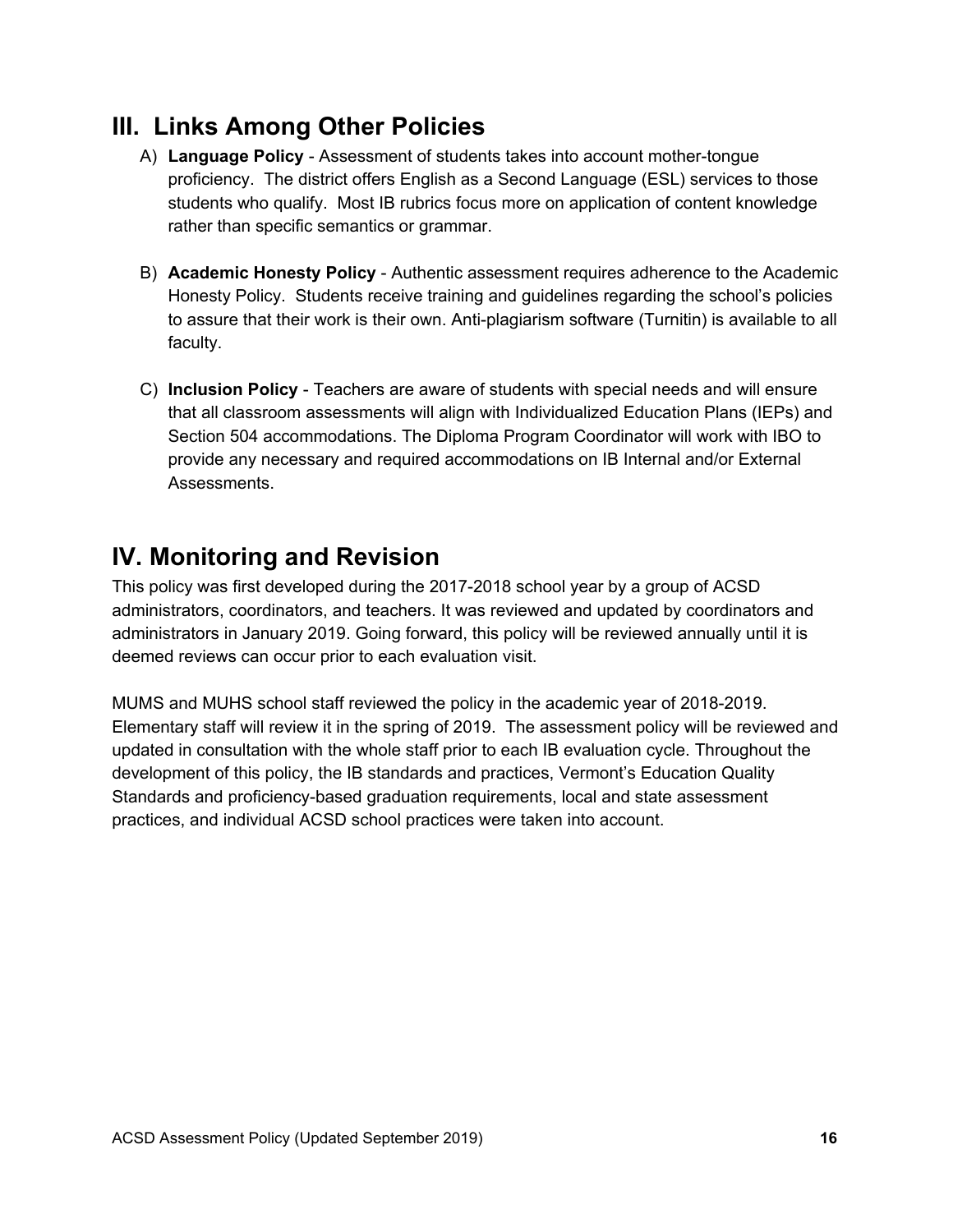## III. Links Among Other Policies

A) **Language Policy** - Assessment of students takes into account mother-tongue proficiency. The district offers English as a Second Language (ESL) services to those students who qualify. Most IB rubrics focus more on application of content knowledge rather than specific semantics or grammar.

B) **Academic Honesty Policy** - Authentic assessment requires adherence to the Academic Honesty Policy. Students receive training and guidelines regarding the school's policies to assure that their work is their own. Anti-plagiarism software (Turnitin) is available to all faculty.

C) **Inclusion Policy** - Teachers are aware of students with special needs and will ensure that all classroom assessments will align with Individualized Education Plans (IEPs) and Section 504 accommodations. The Diploma Program Coordinator will work with IBO to provide any necessary and required accommodations on IB Internal and/or External Assessments.

## IV. Monitoring and Revision

This policy was first developed during the 2017-2018 school year by a group of ACSD administrators, coordinators, and teachers. It was reviewed and updated by coordinators and administrators in January 2019. Going forward, this policy will be reviewed annually until it is deemed reviews can occur prior to each evaluation visit.

MUMS and MUHS school staff reviewed the policy in the academic year of 2018-2019. Elementary staff will review it in the spring of 2019. The assessment policy will be reviewed and updated in consultation with the whole staff prior to each IB evaluation cycle. Throughout the development of this policy, the IB standards and practices, Vermont's Education Quality Standards and proficiency-based graduation requirements, local and state assessment practices, and individual ACSD school practices were taken into account.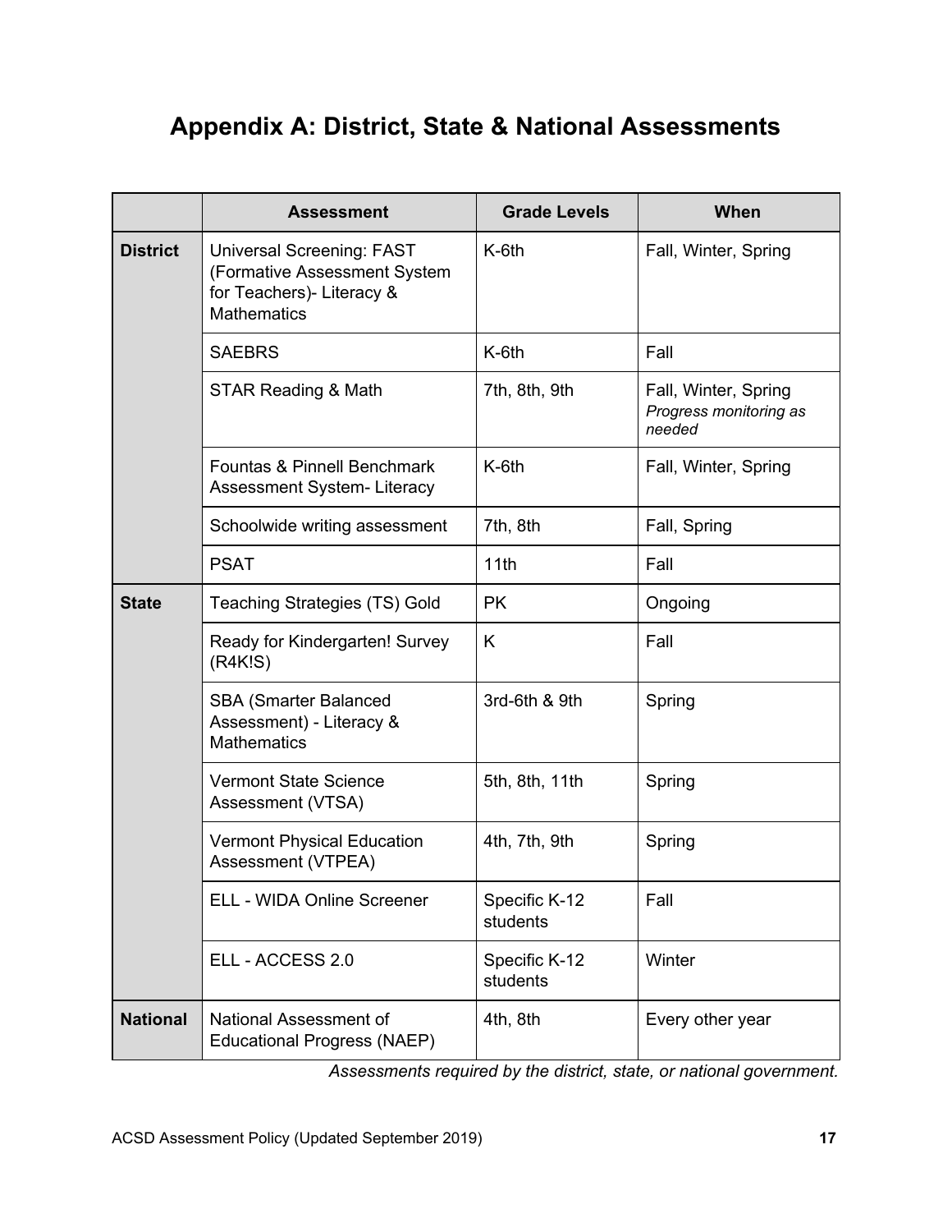# Appendix A: District, State & National Assessments

| | Assessment | Grade Levels | When |
|---|---|---|---|
| **District** | Universal Screening: FAST (Formative Assessment System for Teachers)- Literacy & Mathematics | K-6th | Fall, Winter, Spring |
| | SAEBRS | K-6th | Fall |
| | STAR Reading & Math | 7th, 8th, 9th | Fall, Winter, Spring *Progress monitoring as needed* |
| | Fountas & Pinnell Benchmark Assessment System- Literacy | K-6th | Fall, Winter, Spring |
| | Schoolwide writing assessment | 7th, 8th | Fall, Spring |
| | PSAT | 11th | Fall |
| **State** | Teaching Strategies (TS) Gold | PK | Ongoing |
| | Ready for Kindergarten! Survey (R4K!S) | K | Fall |
| | SBA (Smarter Balanced Assessment) - Literacy & Mathematics | 3rd-6th & 9th | Spring |
| | Vermont State Science Assessment (VTSA) | 5th, 8th, 11th | Spring |
| | Vermont Physical Education Assessment (VTPEA) | 4th, 7th, 9th | Spring |
| | ELL - WIDA Online Screener | Specific K-12 students | Fall |
| | ELL - ACCESS 2.0 | Specific K-12 students | Winter |
| **National** | National Assessment of Educational Progress (NAEP) | 4th, 8th | Every other year |

*Assessments required by the district, state, or national government.*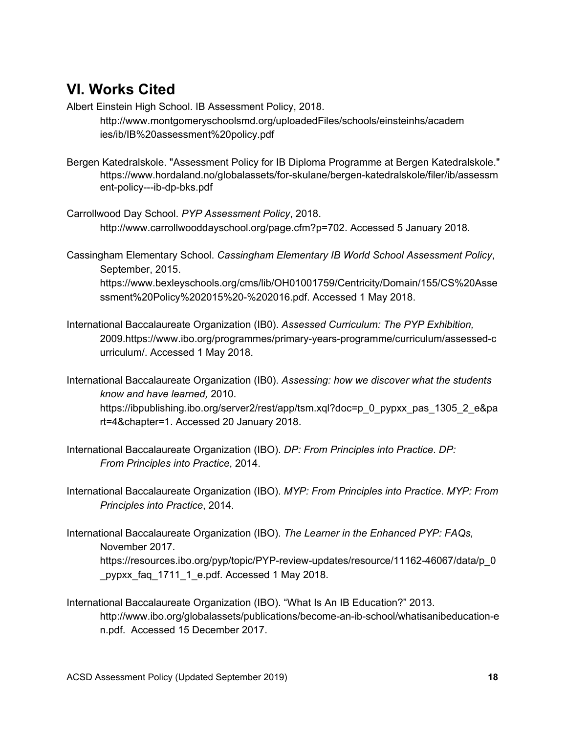## VI. Works Cited

Albert Einstein High School. IB Assessment Policy, 2018. http://www.montgomeryschoolsmd.org/uploadedFiles/schools/einsteinhs/academies/ib/IB%20assessment%20policy.pdf

Bergen Katedralskole. "Assessment Policy for IB Diploma Programme at Bergen Katedralskole." https://www.hordaland.no/globalassets/for-skulane/bergen-katedralskole/filer/ib/assessment-policy---ib-dp-bks.pdf

Carrollwood Day School. *PYP Assessment Policy*, 2018. http://www.carrollwooddayschool.org/page.cfm?p=702. Accessed 5 January 2018.

Cassingham Elementary School. *Cassingham Elementary IB World School Assessment Policy*, September, 2015. https://www.bexleyschools.org/cms/lib/OH01001759/Centricity/Domain/155/CS%20Assessment%20Policy%202015%20-%202016.pdf. Accessed 1 May 2018.

International Baccalaureate Organization (IB0). *Assessed Curriculum: The PYP Exhibition,* 2009.https://www.ibo.org/programmes/primary-years-programme/curriculum/assessed-curriculum/. Accessed 1 May 2018.

International Baccalaureate Organization (IB0). *Assessing: how we discover what the students know and have learned,* 2010. https://ibpublishing.ibo.org/server2/rest/app/tsm.xql?doc=p_0_pypxx_pas_1305_2_e&part=4&chapter=1. Accessed 20 January 2018.

International Baccalaureate Organization (IBO). *DP: From Principles into Practice*. *DP: From Principles into Practice*, 2014.

International Baccalaureate Organization (IBO). *MYP: From Principles into Practice*. *MYP: From Principles into Practice*, 2014.

International Baccalaureate Organization (IBO). *The Learner in the Enhanced PYP: FAQs,* November 2017. https://resources.ibo.org/pyp/topic/PYP-review-updates/resource/11162-46067/data/p_0_pypxx_faq_1711_1_e.pdf. Accessed 1 May 2018.

International Baccalaureate Organization (IBO). "What Is An IB Education?" 2013. http://www.ibo.org/globalassets/publications/become-an-ib-school/whatisanibeducation-en.pdf. Accessed 15 December 2017.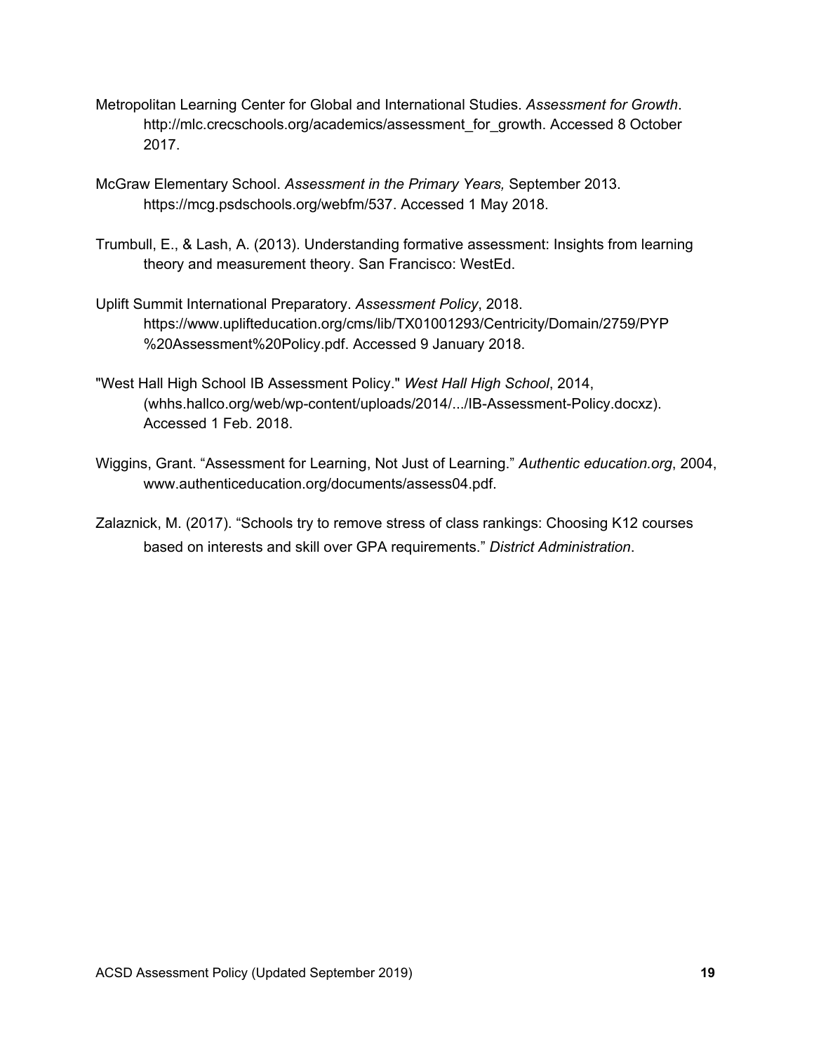Metropolitan Learning Center for Global and International Studies. *Assessment for Growth*. http://mlc.crecschools.org/academics/assessment_for_growth. Accessed 8 October 2017.

McGraw Elementary School. *Assessment in the Primary Years,* September 2013. https://mcg.psdschools.org/webfm/537. Accessed 1 May 2018.

Trumbull, E., & Lash, A. (2013). Understanding formative assessment: Insights from learning theory and measurement theory. San Francisco: WestEd.

Uplift Summit International Preparatory. *Assessment Policy*, 2018. https://www.uplifteducation.org/cms/lib/TX01001293/Centricity/Domain/2759/PYP%20Assessment%20Policy.pdf. Accessed 9 January 2018.

"West Hall High School IB Assessment Policy." *West Hall High School*, 2014, (whhs.hallco.org/web/wp-content/uploads/2014/.../IB-Assessment-Policy.docxz). Accessed 1 Feb. 2018.

Wiggins, Grant. “Assessment for Learning, Not Just of Learning.” *Authentic education.org*, 2004, www.authenticeducation.org/documents/assess04.pdf.

Zalaznick, M. (2017). “Schools try to remove stress of class rankings: Choosing K12 courses based on interests and skill over GPA requirements.” *District Administration*.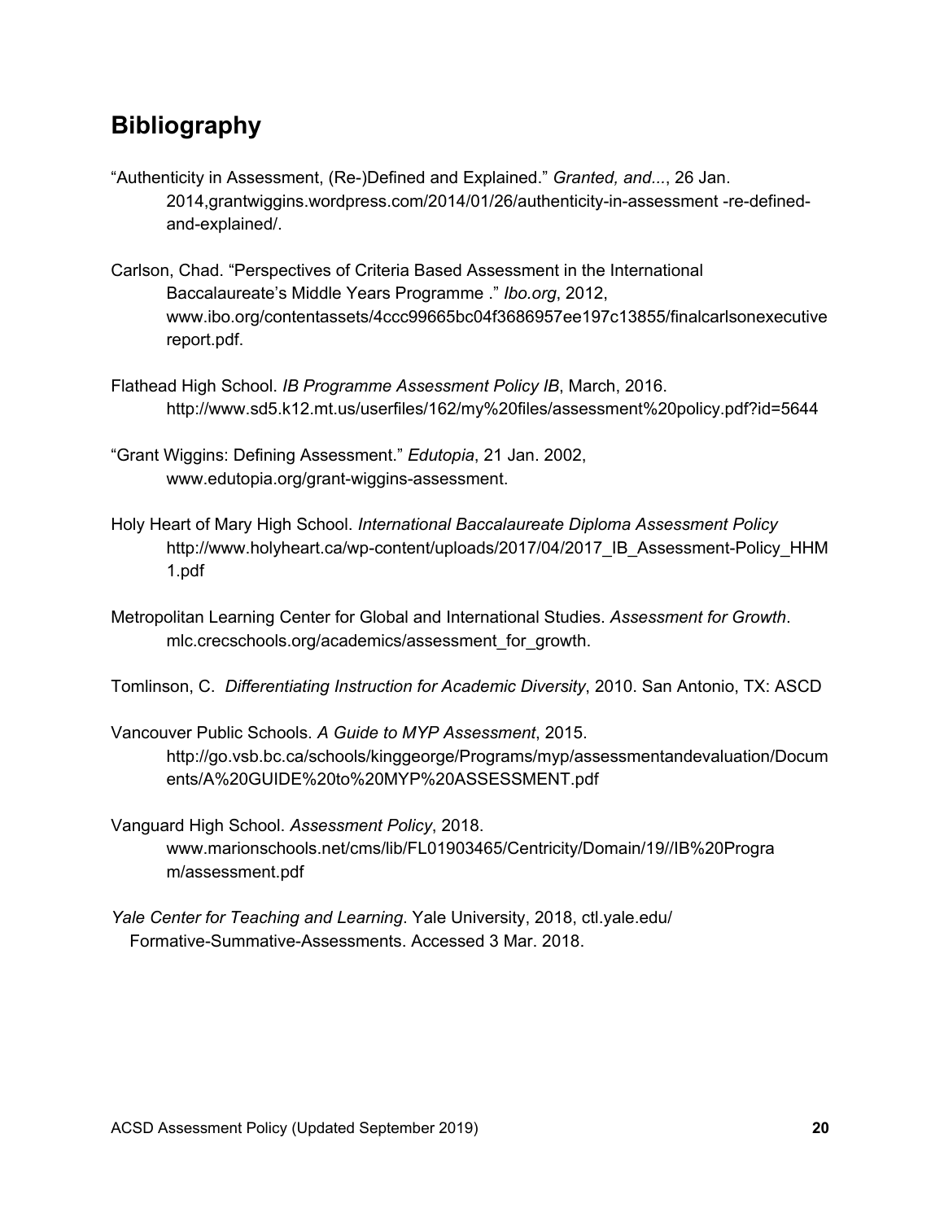## Bibliography

"Authenticity in Assessment, (Re-)Defined and Explained." *Granted, and...*, 26 Jan. 2014,grantwiggins.wordpress.com/2014/01/26/authenticity-in-assessment -re-defined-and-explained/.

Carlson, Chad. "Perspectives of Criteria Based Assessment in the International Baccalaureate's Middle Years Programme ." *Ibo.org*, 2012, www.ibo.org/contentassets/4ccc99665bc04f3686957ee197c13855/finalcarlsonexecutivereport.pdf.

Flathead High School. *IB Programme Assessment Policy IB*, March, 2016. http://www.sd5.k12.mt.us/userfiles/162/my%20files/assessment%20policy.pdf?id=5644

"Grant Wiggins: Defining Assessment." *Edutopia*, 21 Jan. 2002, www.edutopia.org/grant-wiggins-assessment.

Holy Heart of Mary High School. *International Baccalaureate Diploma Assessment Policy* http://www.holyheart.ca/wp-content/uploads/2017/04/2017_IB_Assessment-Policy_HHM1.pdf

Metropolitan Learning Center for Global and International Studies. *Assessment for Growth*. mlc.crecschools.org/academics/assessment_for_growth.

Tomlinson, C. *Differentiating Instruction for Academic Diversity*, 2010. San Antonio, TX: ASCD

Vancouver Public Schools. *A Guide to MYP Assessment*, 2015. http://go.vsb.bc.ca/schools/kinggeorge/Programs/myp/assessmentandevaluation/Documents/A%20GUIDE%20to%20MYP%20ASSESSMENT.pdf

Vanguard High School. *Assessment Policy*, 2018. www.marionschools.net/cms/lib/FL01903465/Centricity/Domain/19//IB%20Program/assessment.pdf

*Yale Center for Teaching and Learning*. Yale University, 2018, ctl.yale.edu/ Formative-Summative-Assessments. Accessed 3 Mar. 2018.